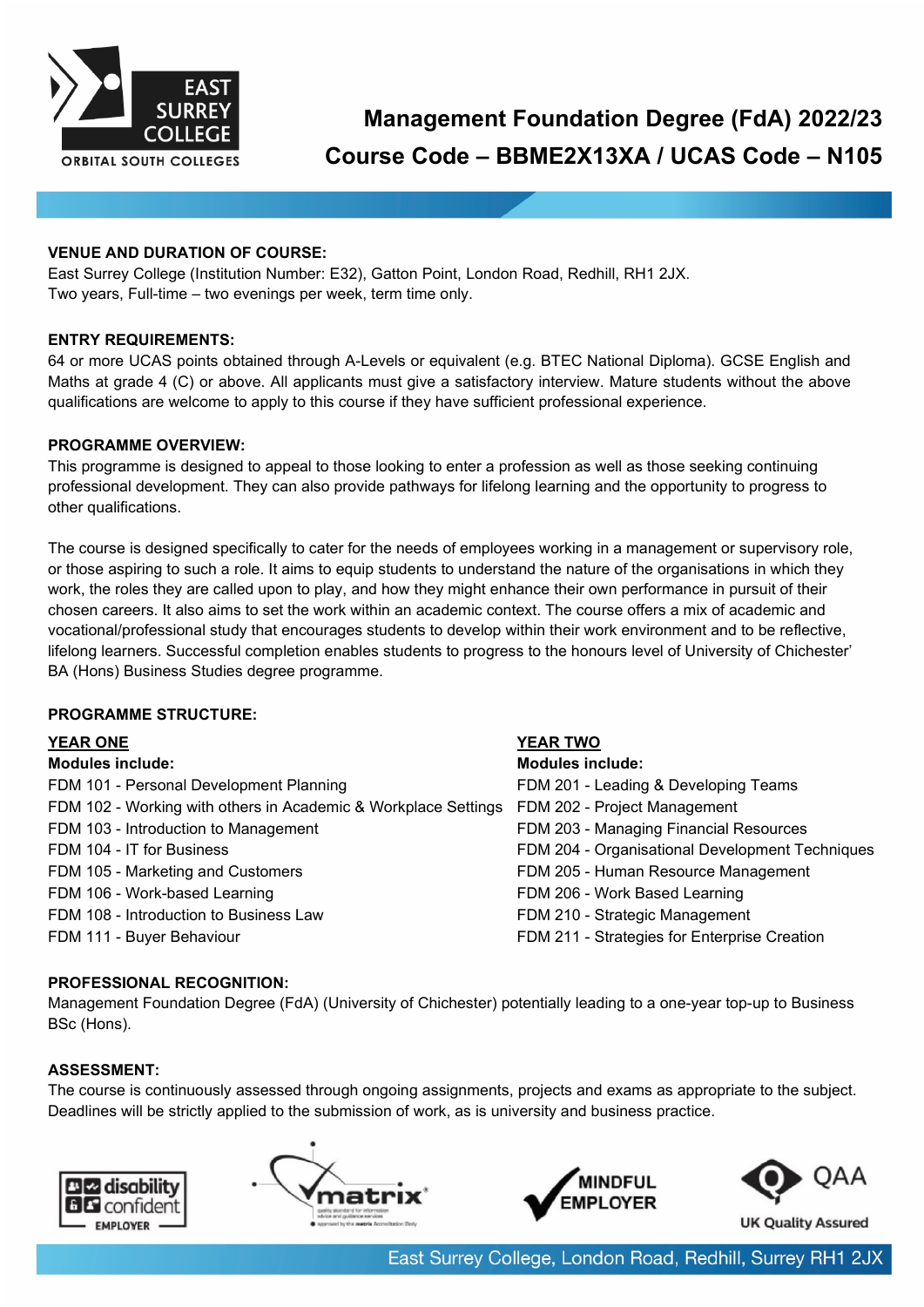# Management Foundation Degree (FdA) 2022/23

# Course Code – BBME2X13XA / UCAS Code – N105

**VENUE AND DURATION OF COURSE:**

East Surrey College (Institution Number: E32), Gatton Point, London Road, Redhill, RH1 2JX.
Two years, Full-time – two evenings per week, term time only.

**ENTRY REQUIREMENTS:**

64 or more UCAS points obtained through A-Levels or equivalent (e.g. BTEC National Diploma). GCSE English and Maths at grade 4 (C) or above. All applicants must give a satisfactory interview. Mature students without the above qualifications are welcome to apply to this course if they have sufficient professional experience.

**PROGRAMME OVERVIEW:**

This programme is designed to appeal to those looking to enter a profession as well as those seeking continuing professional development. They can also provide pathways for lifelong learning and the opportunity to progress to other qualifications.

The course is designed specifically to cater for the needs of employees working in a management or supervisory role, or those aspiring to such a role. It aims to equip students to understand the nature of the organisations in which they work, the roles they are called upon to play, and how they might enhance their own performance in pursuit of their chosen careers. It also aims to set the work within an academic context. The course offers a mix of academic and vocational/professional study that encourages students to develop within their work environment and to be reflective, lifelong learners. Successful completion enables students to progress to the honours level of University of Chichester' BA (Hons) Business Studies degree programme.

**PROGRAMME STRUCTURE:**

**YEAR ONE**

**Modules include:**

FDM 101 - Personal Development Planning
FDM 102 - Working with others in Academic & Workplace Settings
FDM 103 - Introduction to Management
FDM 104 - IT for Business
FDM 105 - Marketing and Customers
FDM 106 - Work-based Learning
FDM 108 - Introduction to Business Law
FDM 111 - Buyer Behaviour

**YEAR TWO**

**Modules include:**

FDM 201 - Leading & Developing Teams
FDM 202 - Project Management
FDM 203 - Managing Financial Resources
FDM 204 - Organisational Development Techniques
FDM 205 - Human Resource Management
FDM 206 - Work Based Learning
FDM 210 - Strategic Management
FDM 211 - Strategies for Enterprise Creation

**PROFESSIONAL RECOGNITION:**

Management Foundation Degree (FdA) (University of Chichester) potentially leading to a one-year top-up to Business BSc (Hons).

**ASSESSMENT:**

The course is continuously assessed through ongoing assignments, projects and exams as appropriate to the subject. Deadlines will be strictly applied to the submission of work, as is university and business practice.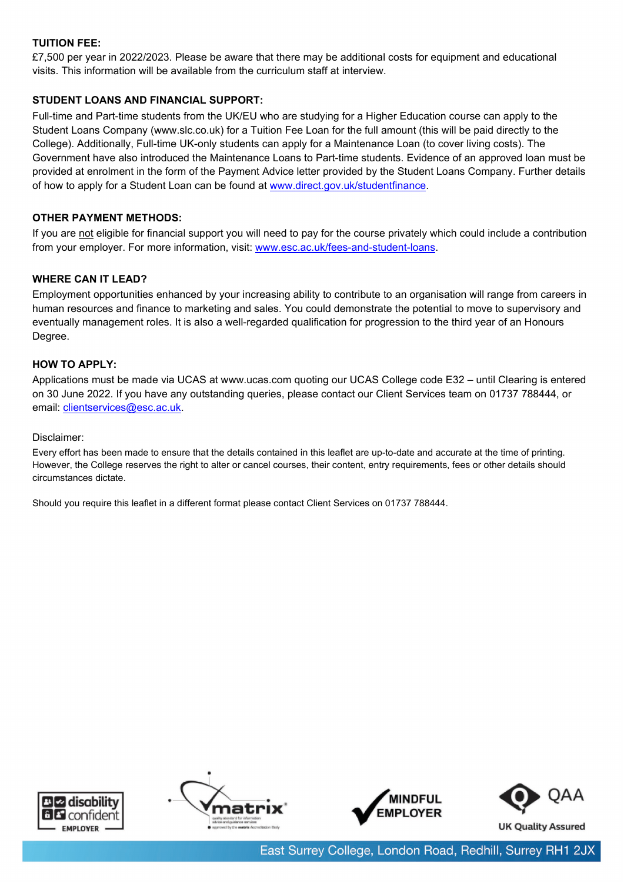**TUITION FEE:**

£7,500 per year in 2022/2023. Please be aware that there may be additional costs for equipment and educational visits. This information will be available from the curriculum staff at interview.

**STUDENT LOANS AND FINANCIAL SUPPORT:**

Full-time and Part-time students from the UK/EU who are studying for a Higher Education course can apply to the Student Loans Company (www.slc.co.uk) for a Tuition Fee Loan for the full amount (this will be paid directly to the College). Additionally, Full-time UK-only students can apply for a Maintenance Loan (to cover living costs). The Government have also introduced the Maintenance Loans to Part-time students. Evidence of an approved loan must be provided at enrolment in the form of the Payment Advice letter provided by the Student Loans Company. Further details of how to apply for a Student Loan can be found at [www.direct.gov.uk/studentfinance](www.direct.gov.uk/studentfinance).

**OTHER PAYMENT METHODS:**

If you are not eligible for financial support you will need to pay for the course privately which could include a contribution from your employer. For more information, visit: [www.esc.ac.uk/fees-and-student-loans](www.esc.ac.uk/fees-and-student-loans).

**WHERE CAN IT LEAD?**

Employment opportunities enhanced by your increasing ability to contribute to an organisation will range from careers in human resources and finance to marketing and sales. You could demonstrate the potential to move to supervisory and eventually management roles. It is also a well-regarded qualification for progression to the third year of an Honours Degree.

**HOW TO APPLY:**

Applications must be made via UCAS at www.ucas.com quoting our UCAS College code E32 – until Clearing is entered on 30 June 2022. If you have any outstanding queries, please contact our Client Services team on 01737 788444, or email: [clientservices@esc.ac.uk](mailto:clientservices@esc.ac.uk).

Disclaimer:

Every effort has been made to ensure that the details contained in this leaflet are up-to-date and accurate at the time of printing. However, the College reserves the right to alter or cancel courses, their content, entry requirements, fees or other details should circumstances dictate.

Should you require this leaflet in a different format please contact Client Services on 01737 788444.

disability confident EMPLOYER

matrix

MINDFUL EMPLOYER

QAA UK Quality Assured

East Surrey College, London Road, Redhill, Surrey RH1 2JX